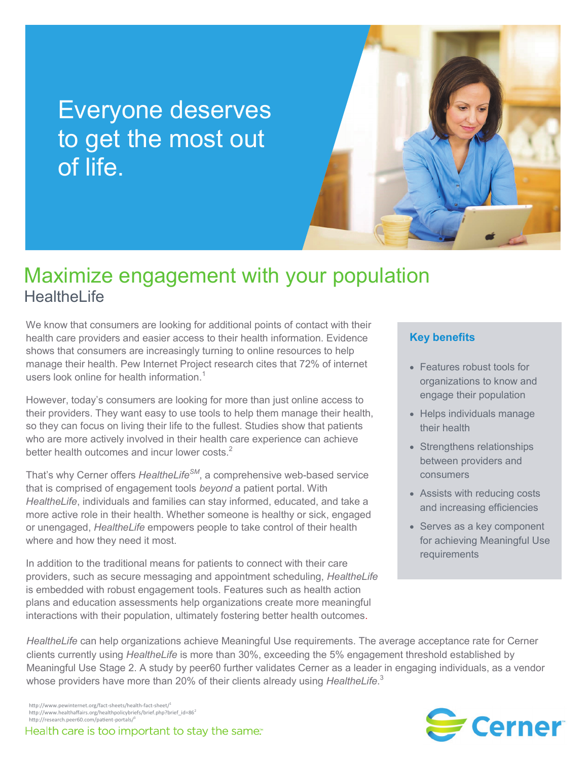# Everyone deserves to get the most out of life.

## Maximize engagement with your population

### HealtheLife

We know that consumers are looking for additional points of contact with their health care providers and easier access to their health information. Evidence shows that consumers are increasingly turning to online resources to help manage their health. Pew Internet Project research cites that 72% of internet users look online for health information.[1]

However, today's consumers are looking for more than just online access to their providers. They want easy to use tools to help them manage their health, so they can focus on living their life to the fullest. Studies show that patients who are more actively involved in their health care experience can achieve better health outcomes and incur lower costs.[2]

That's why Cerner offers *HealtheLife*[SM], a comprehensive web-based service that is comprised of engagement tools *beyond* a patient portal. With *HealtheLife*, individuals and families can stay informed, educated, and take a more active role in their health. Whether someone is healthy or sick, engaged or unengaged, *HealtheLife* empowers people to take control of their health where and how they need it most.

In addition to the traditional means for patients to connect with their care providers, such as secure messaging and appointment scheduling, *HealtheLife* is embedded with robust engagement tools. Features such as health action plans and education assessments help organizations create more meaningful interactions with their population, ultimately fostering better health outcomes.

**Key benefits**

- Features robust tools for organizations to know and engage their population
- Helps individuals manage their health
- Strengthens relationships between providers and consumers
- Assists with reducing costs and increasing efficiencies
- Serves as a key component for achieving Meaningful Use requirements

*HealtheLife* can help organizations achieve Meaningful Use requirements. The average acceptance rate for Cerner clients currently using *HealtheLife* is more than 30%, exceeding the 5% engagement threshold established by Meaningful Use Stage 2. A study by peer60 further validates Cerner as a leader in engaging individuals, as a vendor whose providers have more than 20% of their clients already using *HealtheLife*.[3]

http://www.pewinternet.org/fact-sheets/health-fact-sheet/[1]
http://www.healthaffairs.org/healthpolicybriefs/brief.php?brief_id=86[2]
http://research.peer60.com/patient-portals/[3]

Health care is too important to stay the same.™

Cerner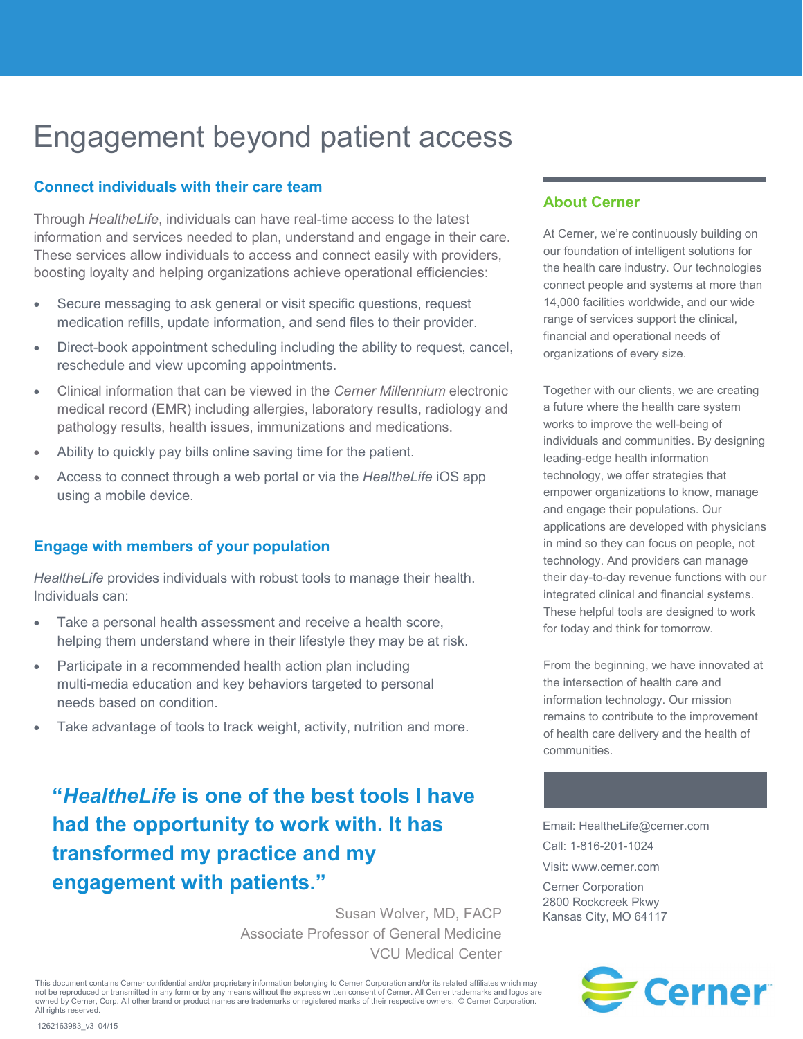# Engagement beyond patient access

## Connect individuals with their care team

Through *HealtheLife*, individuals can have real-time access to the latest information and services needed to plan, understand and engage in their care. These services allow individuals to access and connect easily with providers, boosting loyalty and helping organizations achieve operational efficiencies:

- Secure messaging to ask general or visit specific questions, request medication refills, update information, and send files to their provider.
- Direct-book appointment scheduling including the ability to request, cancel, reschedule and view upcoming appointments.
- Clinical information that can be viewed in the *Cerner Millennium* electronic medical record (EMR) including allergies, laboratory results, radiology and pathology results, health issues, immunizations and medications.
- Ability to quickly pay bills online saving time for the patient.
- Access to connect through a web portal or via the *HealtheLife* iOS app using a mobile device.

## Engage with members of your population

*HealtheLife* provides individuals with robust tools to manage their health. Individuals can:

- Take a personal health assessment and receive a health score, helping them understand where in their lifestyle they may be at risk.
- Participate in a recommended health action plan including multi-media education and key behaviors targeted to personal needs based on condition.
- Take advantage of tools to track weight, activity, nutrition and more.

> **"*HealtheLife* is one of the best tools I have had the opportunity to work with. It has transformed my practice and my engagement with patients."**
>
> Susan Wolver, MD, FACP
> Associate Professor of General Medicine
> VCU Medical Center

## About Cerner

At Cerner, we're continuously building on our foundation of intelligent solutions for the health care industry. Our technologies connect people and systems at more than 14,000 facilities worldwide, and our wide range of services support the clinical, financial and operational needs of organizations of every size.

Together with our clients, we are creating a future where the health care system works to improve the well-being of individuals and communities. By designing leading-edge health information technology, we offer strategies that empower organizations to know, manage and engage their populations. Our applications are developed with physicians in mind so they can focus on people, not technology. And providers can manage their day-to-day revenue functions with our integrated clinical and financial systems. These helpful tools are designed to work for today and think for tomorrow.

From the beginning, we have innovated at the intersection of health care and information technology. Our mission remains to contribute to the improvement of health care delivery and the health of communities.

Email: HealtheLife@cerner.com

Call: 1-816-201-1024

Visit: www.cerner.com

Cerner Corporation
2800 Rockcreek Pkwy
Kansas City, MO 64117

This document contains Cerner confidential and/or proprietary information belonging to Cerner Corporation and/or its related affiliates which may not be reproduced or transmitted in any form or by any means without the express written consent of Cerner. All Cerner trademarks and logos are owned by Cerner, Corp. All other brand or product names are trademarks or registered marks of their respective owners. © Cerner Corporation. All rights reserved.

1262163983_v3 04/15